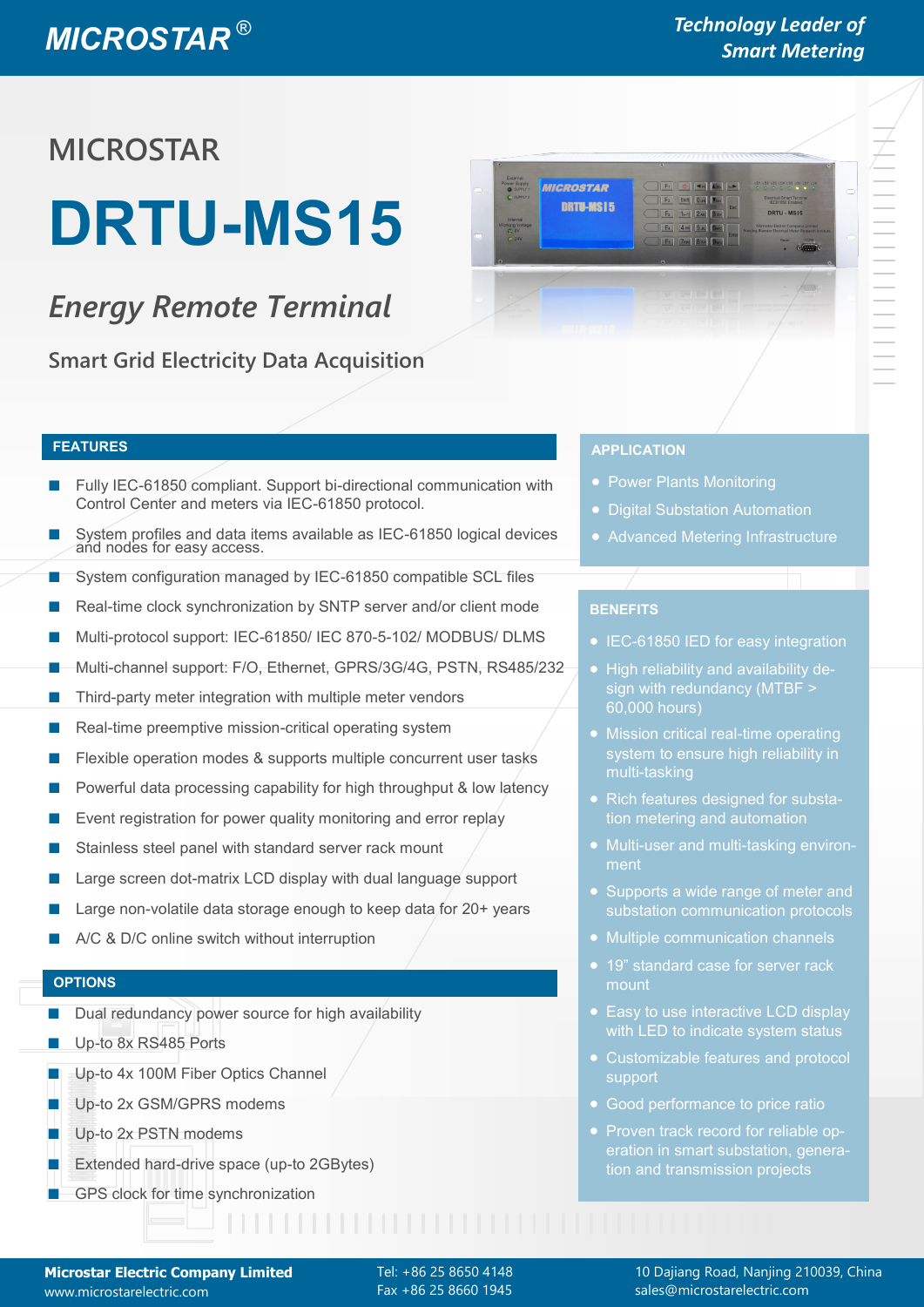MICROSTAR®

*Technology Leader of Smart Metering*

MICROSTAR

# DRTU-MS15

## *Energy Remote Terminal*

### Smart Grid Electricity Data Acquisition

## FEATURES

- Fully IEC-61850 compliant. Support bi-directional communication with Control Center and meters via IEC-61850 protocol.
- System profiles and data items available as IEC-61850 logical devices and nodes for easy access.
- System configuration managed by IEC-61850 compatible SCL files
- Real-time clock synchronization by SNTP server and/or client mode
- Multi-protocol support: IEC-61850/ IEC 870-5-102/ MODBUS/ DLMS
- Multi-channel support: F/O, Ethernet, GPRS/3G/4G, PSTN, RS485/232
- Third-party meter integration with multiple meter vendors
- Real-time preemptive mission-critical operating system
- Flexible operation modes & supports multiple concurrent user tasks
- Powerful data processing capability for high throughput & low latency
- Event registration for power quality monitoring and error replay
- Stainless steel panel with standard server rack mount
- Large screen dot-matrix LCD display with dual language support
- Large non-volatile data storage enough to keep data for 20+ years
- A/C & D/C online switch without interruption

## OPTIONS

- Dual redundancy power source for high availability
- Up-to 8x RS485 Ports
- Up-to 4x 100M Fiber Optics Channel
- Up-to 2x GSM/GPRS modems
- Up-to 2x PSTN modems
- Extended hard-drive space (up-to 2GBytes)
- GPS clock for time synchronization

## APPLICATION

- Power Plants Monitoring
- Digital Substation Automation
- Advanced Metering Infrastructure

## BENEFITS

- IEC-61850 IED for easy integration
- High reliability and availability design with redundancy (MTBF > 60,000 hours)
- Mission critical real-time operating system to ensure high reliability in multi-tasking
- Rich features designed for substation metering and automation
- Multi-user and multi-tasking environment
- Supports a wide range of meter and substation communication protocols
- Multiple communication channels
- 19" standard case for server rack mount
- Easy to use interactive LCD display with LED to indicate system status
- Customizable features and protocol support
- Good performance to price ratio
- Proven track record for reliable operation in smart substation, generation and transmission projects

**Microstar Electric Company Limited**
www.microstarelectric.com

Tel: +86 25 8650 4148
Fax +86 25 8660 1945

10 Dajiang Road, Nanjing 210039, China
sales@microstarelectric.com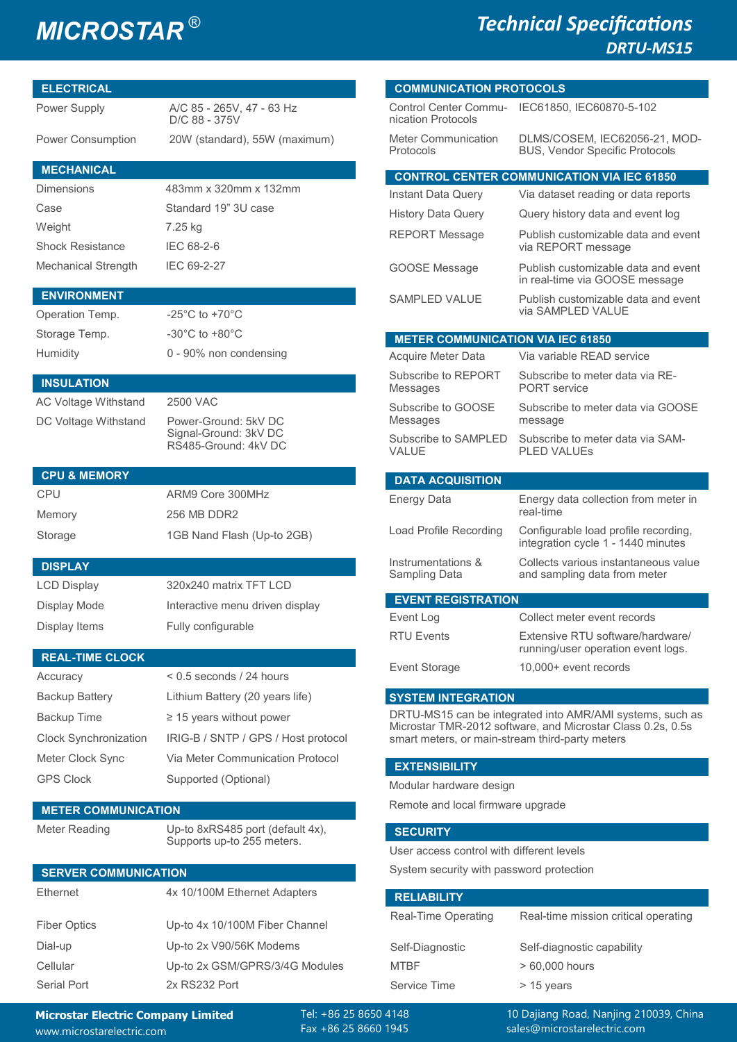# MICROSTAR®

## Technical Specifications
### DRTU-MS15

## ELECTRICAL

| | |
|---|---|
| Power Supply | A/C 85 - 265V, 47 - 63 Hz<br>D/C 88 - 375V |
| Power Consumption | 20W (standard), 55W (maximum) |

## MECHANICAL

| | |
|---|---|
| Dimensions | 483mm x 320mm x 132mm |
| Case | Standard 19" 3U case |
| Weight | 7.25 kg |
| Shock Resistance | IEC 68-2-6 |
| Mechanical Strength | IEC 69-2-27 |

## ENVIRONMENT

| | |
|---|---|
| Operation Temp. | -25°C to +70°C |
| Storage Temp. | -30°C to +80°C |
| Humidity | 0 - 90% non condensing |

## INSULATION

| | |
|---|---|
| AC Voltage Withstand | 2500 VAC |
| DC Voltage Withstand | Power-Ground: 5kV DC<br>Signal-Ground: 3kV DC<br>RS485-Ground: 4kV DC |

## CPU & MEMORY

| | |
|---|---|
| CPU | ARM9 Core 300MHz |
| Memory | 256 MB DDR2 |
| Storage | 1GB Nand Flash (Up-to 2GB) |

## DISPLAY

| | |
|---|---|
| LCD Display | 320x240 matrix TFT LCD |
| Display Mode | Interactive menu driven display |
| Display Items | Fully configurable |

## REAL-TIME CLOCK

| | |
|---|---|
| Accuracy | < 0.5 seconds / 24 hours |
| Backup Battery | Lithium Battery (20 years life) |
| Backup Time | ≥ 15 years without power |
| Clock Synchronization | IRIG-B / SNTP / GPS / Host protocol |
| Meter Clock Sync | Via Meter Communication Protocol |
| GPS Clock | Supported (Optional) |

## METER COMMUNICATION

| | |
|---|---|
| Meter Reading | Up-to 8xRS485 port (default 4x), Supports up-to 255 meters. |

## SERVER COMMUNICATION

| | |
|---|---|
| Ethernet | 4x 10/100M Ethernet Adapters |
| Fiber Optics | Up-to 4x 10/100M Fiber Channel |
| Dial-up | Up-to 2x V90/56K Modems |
| Cellular | Up-to 2x GSM/GPRS/3/4G Modules |
| Serial Port | 2x RS232 Port |

## COMMUNICATION PROTOCOLS

| | |
|---|---|
| Control Center Communication Protocols | IEC61850, IEC60870-5-102 |
| Meter Communication Protocols | DLMS/COSEM, IEC62056-21, MODBUS, Vendor Specific Protocols |

## CONTROL CENTER COMMUNICATION VIA IEC 61850

| | |
|---|---|
| Instant Data Query | Via dataset reading or data reports |
| History Data Query | Query history data and event log |
| REPORT Message | Publish customizable data and event via REPORT message |
| GOOSE Message | Publish customizable data and event in real-time via GOOSE message |
| SAMPLED VALUE | Publish customizable data and event via SAMPLED VALUE |

## METER COMMUNICATION VIA IEC 61850

| | |
|---|---|
| Acquire Meter Data | Via variable READ service |
| Subscribe to REPORT Messages | Subscribe to meter data via REPORT service |
| Subscribe to GOOSE Messages | Subscribe to meter data via GOOSE message |
| Subscribe to SAMPLED VALUE | Subscribe to meter data via SAMPLED VALUEs |

## DATA ACQUISITION

| | |
|---|---|
| Energy Data | Energy data collection from meter in real-time |
| Load Profile Recording | Configurable load profile recording, integration cycle 1 - 1440 minutes |
| Instrumentations & Sampling Data | Collects various instantaneous value and sampling data from meter |

## EVENT REGISTRATION

| | |
|---|---|
| Event Log | Collect meter event records |
| RTU Events | Extensive RTU software/hardware/running/user operation event logs. |
| Event Storage | 10,000+ event records |

## SYSTEM INTEGRATION

DRTU-MS15 can be integrated into AMR/AMI systems, such as Microstar TMR-2012 software, and Microstar Class 0.2s, 0.5s smart meters, or main-stream third-party meters

## EXTENSIBILITY

Modular hardware design

Remote and local firmware upgrade

## SECURITY

User access control with different levels

System security with password protection

## RELIABILITY

| | |
|---|---|
| Real-Time Operating | Real-time mission critical operating |
| Self-Diagnostic | Self-diagnostic capability |
| MTBF | > 60,000 hours |
| Service Time | > 15 years |

**Microstar Electric Company Limited**
www.microstarelectric.com

Tel: +86 25 8650 4148
Fax +86 25 8660 1945

10 Dajiang Road, Nanjing 210039, China
sales@microstarelectric.com